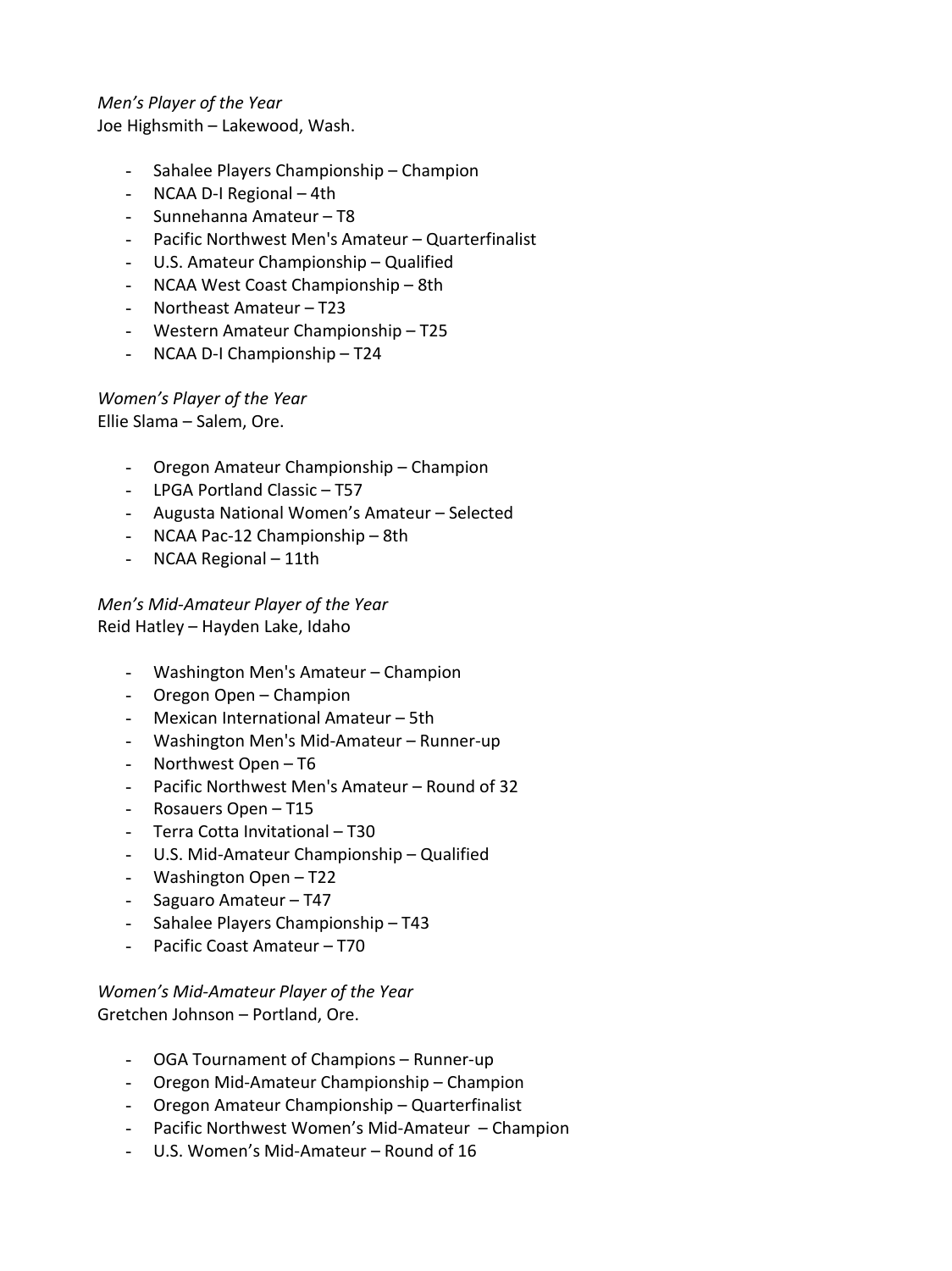*Men's Player of the Year*
Joe Highsmith – Lakewood, Wash.

- Sahalee Players Championship – Champion
- NCAA D-I Regional – 4th
- Sunnehanna Amateur – T8
- Pacific Northwest Men's Amateur – Quarterfinalist
- U.S. Amateur Championship – Qualified
- NCAA West Coast Championship – 8th
- Northeast Amateur – T23
- Western Amateur Championship – T25
- NCAA D-I Championship – T24

*Women's Player of the Year*
Ellie Slama – Salem, Ore.

- Oregon Amateur Championship – Champion
- LPGA Portland Classic – T57
- Augusta National Women's Amateur – Selected
- NCAA Pac-12 Championship – 8th
- NCAA Regional – 11th

*Men's Mid-Amateur Player of the Year*
Reid Hatley – Hayden Lake, Idaho

- Washington Men's Amateur – Champion
- Oregon Open – Champion
- Mexican International Amateur – 5th
- Washington Men's Mid-Amateur – Runner-up
- Northwest Open – T6
- Pacific Northwest Men's Amateur – Round of 32
- Rosauers Open – T15
- Terra Cotta Invitational – T30
- U.S. Mid-Amateur Championship – Qualified
- Washington Open – T22
- Saguaro Amateur – T47
- Sahalee Players Championship – T43
- Pacific Coast Amateur – T70

*Women's Mid-Amateur Player of the Year*
Gretchen Johnson – Portland, Ore.

- OGA Tournament of Champions – Runner-up
- Oregon Mid-Amateur Championship – Champion
- Oregon Amateur Championship – Quarterfinalist
- Pacific Northwest Women's Mid-Amateur – Champion
- U.S. Women's Mid-Amateur – Round of 16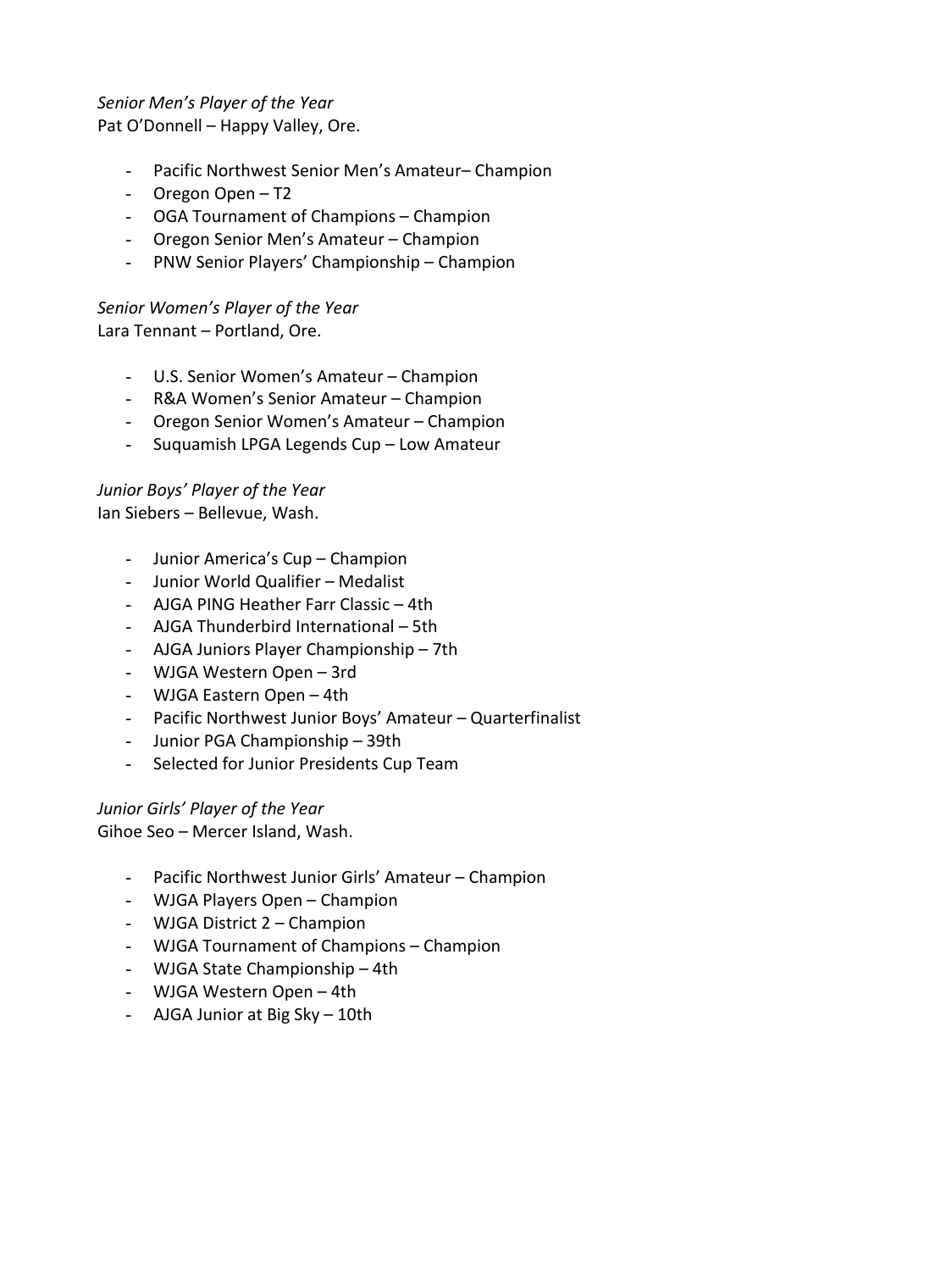*Senior Men’s Player of the Year*
Pat O’Donnell – Happy Valley, Ore.

- Pacific Northwest Senior Men’s Amateur– Champion
- Oregon Open – T2
- OGA Tournament of Champions – Champion
- Oregon Senior Men’s Amateur – Champion
- PNW Senior Players’ Championship – Champion

*Senior Women’s Player of the Year*
Lara Tennant – Portland, Ore.

- U.S. Senior Women’s Amateur – Champion
- R&A Women’s Senior Amateur – Champion
- Oregon Senior Women’s Amateur – Champion
- Suquamish LPGA Legends Cup – Low Amateur

*Junior Boys’ Player of the Year*
Ian Siebers – Bellevue, Wash.

- Junior America’s Cup – Champion
- Junior World Qualifier – Medalist
- AJGA PING Heather Farr Classic – 4th
- AJGA Thunderbird International – 5th
- AJGA Juniors Player Championship – 7th
- WJGA Western Open – 3rd
- WJGA Eastern Open – 4th
- Pacific Northwest Junior Boys’ Amateur – Quarterfinalist
- Junior PGA Championship – 39th
- Selected for Junior Presidents Cup Team

*Junior Girls’ Player of the Year*
Gihoe Seo – Mercer Island, Wash.

- Pacific Northwest Junior Girls’ Amateur – Champion
- WJGA Players Open – Champion
- WJGA District 2 – Champion
- WJGA Tournament of Champions – Champion
- WJGA State Championship – 4th
- WJGA Western Open – 4th
- AJGA Junior at Big Sky – 10th